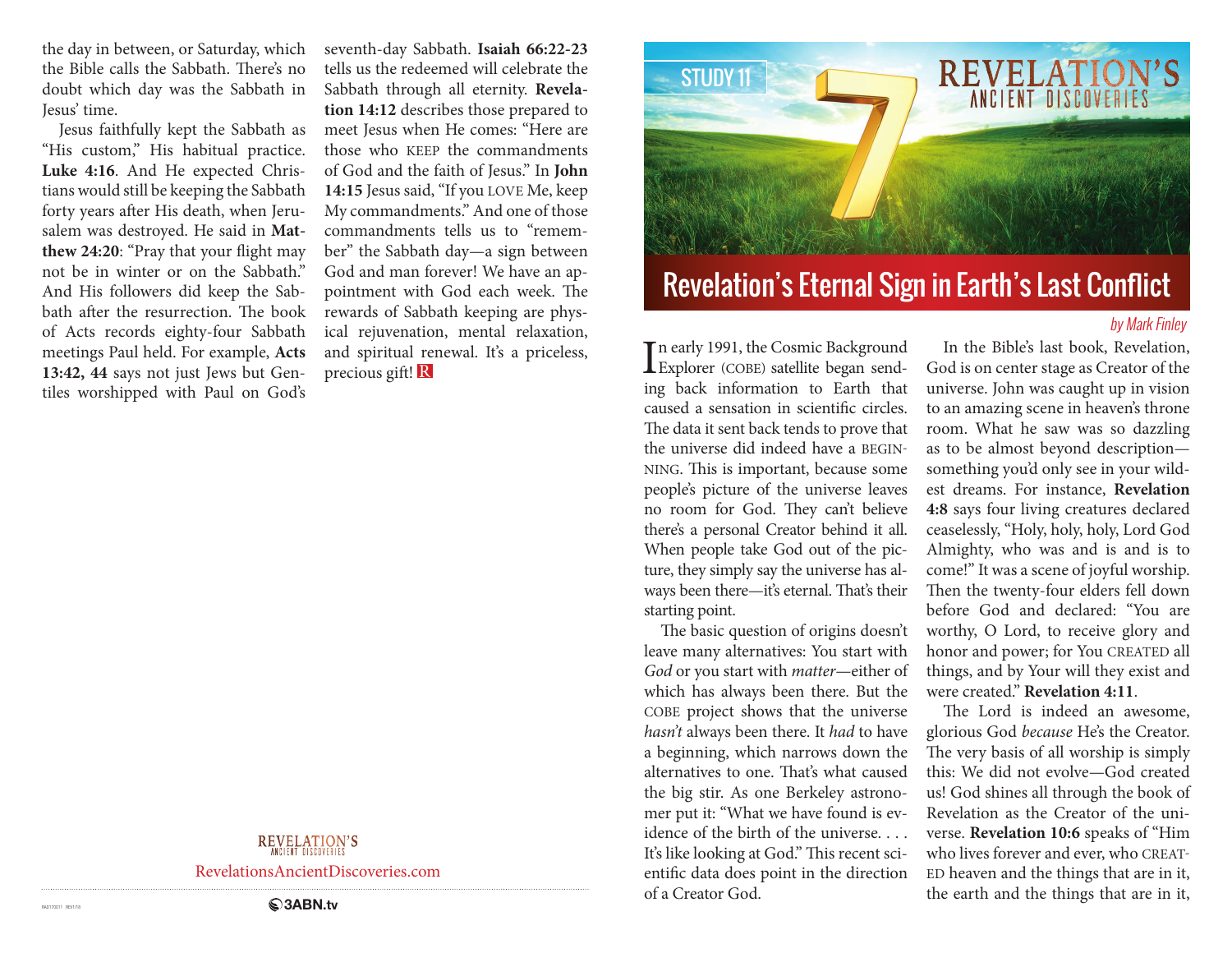the day in between, or Saturday, which the Bible calls the Sabbath. There's no doubt which day was the Sabbath in Jesus' time.

Jesus faithfully kept the Sabbath as "His custom," His habitual practice. **Luke 4:16**. And He expected Christians would still be keeping the Sabbath forty years after His death, when Jerusalem was destroyed. He said in **Matthew 24:20**: "Pray that your flight may not be in winter or on the Sabbath." And His followers did keep the Sabbath after the resurrection. The book of Acts records eighty-four Sabbath meetings Paul held. For example, **Acts 13:42, 44** says not just Jews but Gentiles worshipped with Paul on God's seventh-day Sabbath. **Isaiah 66:22-23** tells us the redeemed will celebrate the Sabbath through all eternity. **Revelation 14:12** describes those prepared to meet Jesus when He comes: "Here are those who KEEP the commandments of God and the faith of Jesus." In **John 14:15** Jesus said, "If you LOVE Me, keep My commandments." And one of those commandments tells us to "remember" the Sabbath day—a sign between God and man forever! We have an appointment with God each week. The rewards of Sabbath keeping are physical rejuvenation, mental relaxation, and spiritual renewal. It's a priceless, precious gift! R

REVELATION'S ANCIENT DISCOVERIES

RevelationsAncientDiscoveries.com

3ABN.tv

STUDY 11

REVELATION'S ANCIENT DISCOVERIES

# Revelation's Eternal Sign in Earth's Last Conflict

*by Mark Finley*

In early 1991, the Cosmic Background Explorer (COBE) satellite began sending back information to Earth that caused a sensation in scientific circles. The data it sent back tends to prove that the universe did indeed have a BEGINNING. This is important, because some people's picture of the universe leaves no room for God. They can't believe there's a personal Creator behind it all. When people take God out of the picture, they simply say the universe has always been there—it's eternal. That's their starting point.

The basic question of origins doesn't leave many alternatives: You start with *God* or you start with *matter*—either of which has always been there. But the COBE project shows that the universe *hasn't* always been there. It *had* to have a beginning, which narrows down the alternatives to one. That's what caused the big stir. As one Berkeley astronomer put it: "What we have found is evidence of the birth of the universe. . . . It's like looking at God." This recent scientific data does point in the direction of a Creator God.

In the Bible's last book, Revelation, God is on center stage as Creator of the universe. John was caught up in vision to an amazing scene in heaven's throne room. What he saw was so dazzling as to be almost beyond description—something you'd only see in your wildest dreams. For instance, **Revelation 4:8** says four living creatures declared ceaselessly, "Holy, holy, holy, Lord God Almighty, who was and is and is to come!" It was a scene of joyful worship. Then the twenty-four elders fell down before God and declared: "You are worthy, O Lord, to receive glory and honor and power; for You CREATED all things, and by Your will they exist and were created." **Revelation 4:11**.

The Lord is indeed an awesome, glorious God *because* He's the Creator. The very basis of all worship is simply this: We did not evolve—God created us! God shines all through the book of Revelation as the Creator of the universe. **Revelation 10:6** speaks of "Him who lives forever and ever, who CREATED heaven and the things that are in it, the earth and the things that are in it,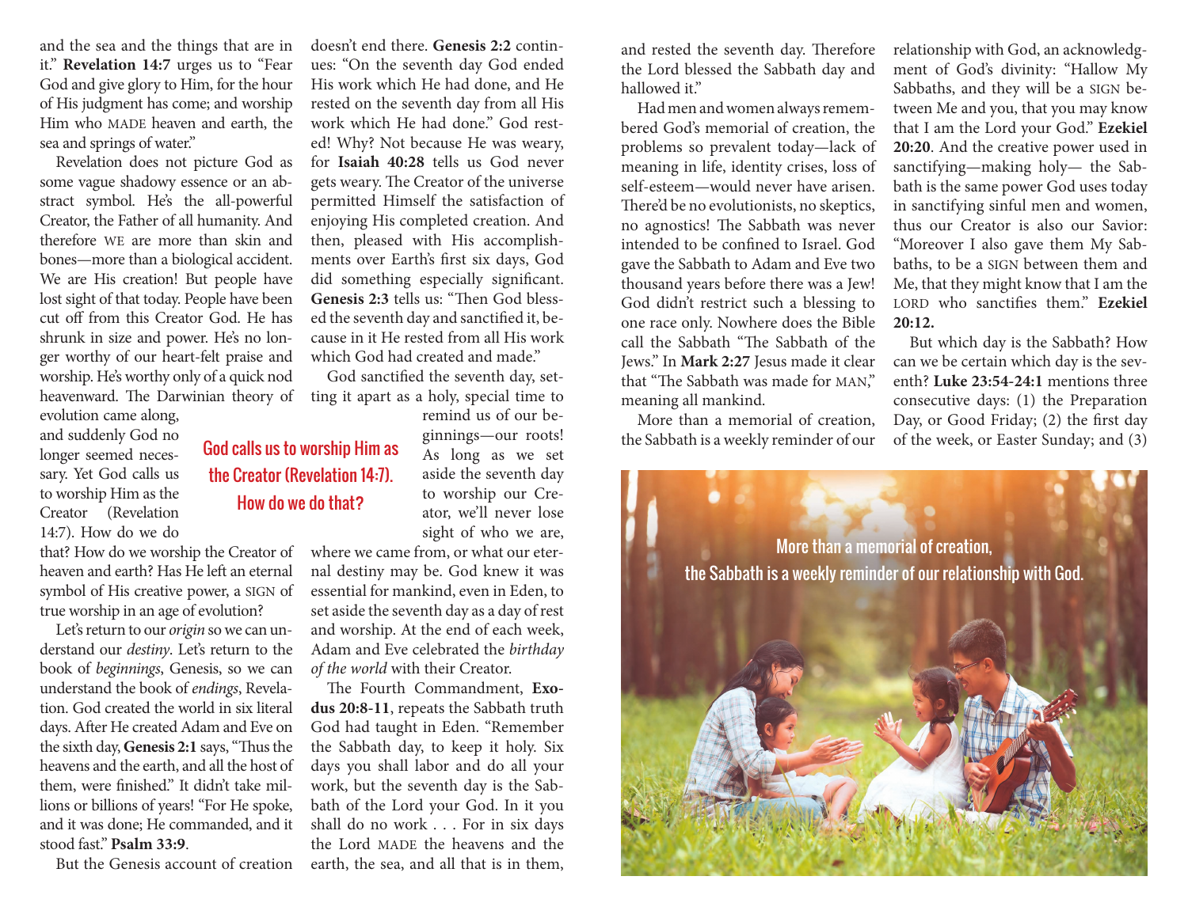and the sea and the things that are in it." **Revelation 14:7** urges us to "Fear God and give glory to Him, for the hour of His judgment has come; and worship Him who MADE heaven and earth, the sea and springs of water."

Revelation does not picture God as some vague shadowy essence or an abstract symbol. He's the all-powerful Creator, the Father of all humanity. And therefore WE are more than skin and bones—more than a biological accident. We are His creation! But people have lost sight of that today. People have been cut off from this Creator God. He has shrunk in size and power. He's no longer worthy of our heart-felt praise and worship. He's worthy only of a quick nod heavenward. The Darwinian theory of evolution came along, and suddenly God no longer seemed necessary. Yet God calls us to worship Him as the Creator (Revelation 14:7). How do we do that? How do we worship the Creator of heaven and earth? Has He left an eternal symbol of His creative power, a SIGN of true worship in an age of evolution?

God calls us to worship Him as the Creator (Revelation 14:7). How do we do that?

Let's return to our *origin* so we can understand our *destiny*. Let's return to the book of *beginnings*, Genesis, so we can understand the book of *endings*, Revelation. God created the world in six literal days. After He created Adam and Eve on the sixth day, **Genesis 2:1** says, "Thus the heavens and the earth, and all the host of them, were finished." It didn't take millions or billions of years! "For He spoke, and it was done; He commanded, and it stood fast." **Psalm 33:9**.

But the Genesis account of creation doesn't end there. **Genesis 2:2** continues: "On the seventh day God ended His work which He had done, and He rested on the seventh day from all His work which He had done." God rested! Why? Not because He was weary, for **Isaiah 40:28** tells us God never gets weary. The Creator of the universe permitted Himself the satisfaction of enjoying His completed creation. And then, pleased with His accomplishments over Earth's first six days, God did something especially significant. **Genesis 2:3** tells us: "Then God blessed the seventh day and sanctified it, because in it He rested from all His work which God had created and made."

God sanctified the seventh day, setting it apart as a holy, special time to remind us of our beginnings—our roots! As long as we set aside the seventh day to worship our Creator, we'll never lose sight of who we are, where we came from, or what our eternal destiny may be. God knew it was essential for mankind, even in Eden, to set aside the seventh day as a day of rest and worship. At the end of each week, Adam and Eve celebrated the *birthday of the world* with their Creator.

The Fourth Commandment, **Exodus 20:8-11**, repeats the Sabbath truth God had taught in Eden. "Remember the Sabbath day, to keep it holy. Six days you shall labor and do all your work, but the seventh day is the Sabbath of the Lord your God. In it you shall do no work . . . For in six days the Lord MADE the heavens and the earth, the sea, and all that is in them, and rested the seventh day. Therefore the Lord blessed the Sabbath day and hallowed it."

Had men and women always remembered God's memorial of creation, the problems so prevalent today—lack of meaning in life, identity crises, loss of self-esteem—would never have arisen. There'd be no evolutionists, no skeptics, no agnostics! The Sabbath was never intended to be confined to Israel. God gave the Sabbath to Adam and Eve two thousand years before there was a Jew! God didn't restrict such a blessing to one race only. Nowhere does the Bible call the Sabbath "The Sabbath of the Jews." In **Mark 2:27** Jesus made it clear that "The Sabbath was made for MAN," meaning all mankind.

More than a memorial of creation, the Sabbath is a weekly reminder of our relationship with God, an acknowledgment of God's divinity: "Hallow My Sabbaths, and they will be a SIGN between Me and you, that you may know that I am the Lord your God." **Ezekiel 20:20**. And the creative power used in sanctifying—making holy— the Sabbath is the same power God uses today in sanctifying sinful men and women, thus our Creator is also our Savior: "Moreover I also gave them My Sabbaths, to be a SIGN between them and Me, that they might know that I am the LORD who sanctifies them." **Ezekiel 20:12.**

But which day is the Sabbath? How can we be certain which day is the seventh? **Luke 23:54-24:1** mentions three consecutive days: (1) the Preparation Day, or Good Friday; (2) the first day of the week, or Easter Sunday; and (3)

More than a memorial of creation, the Sabbath is a weekly reminder of our relationship with God.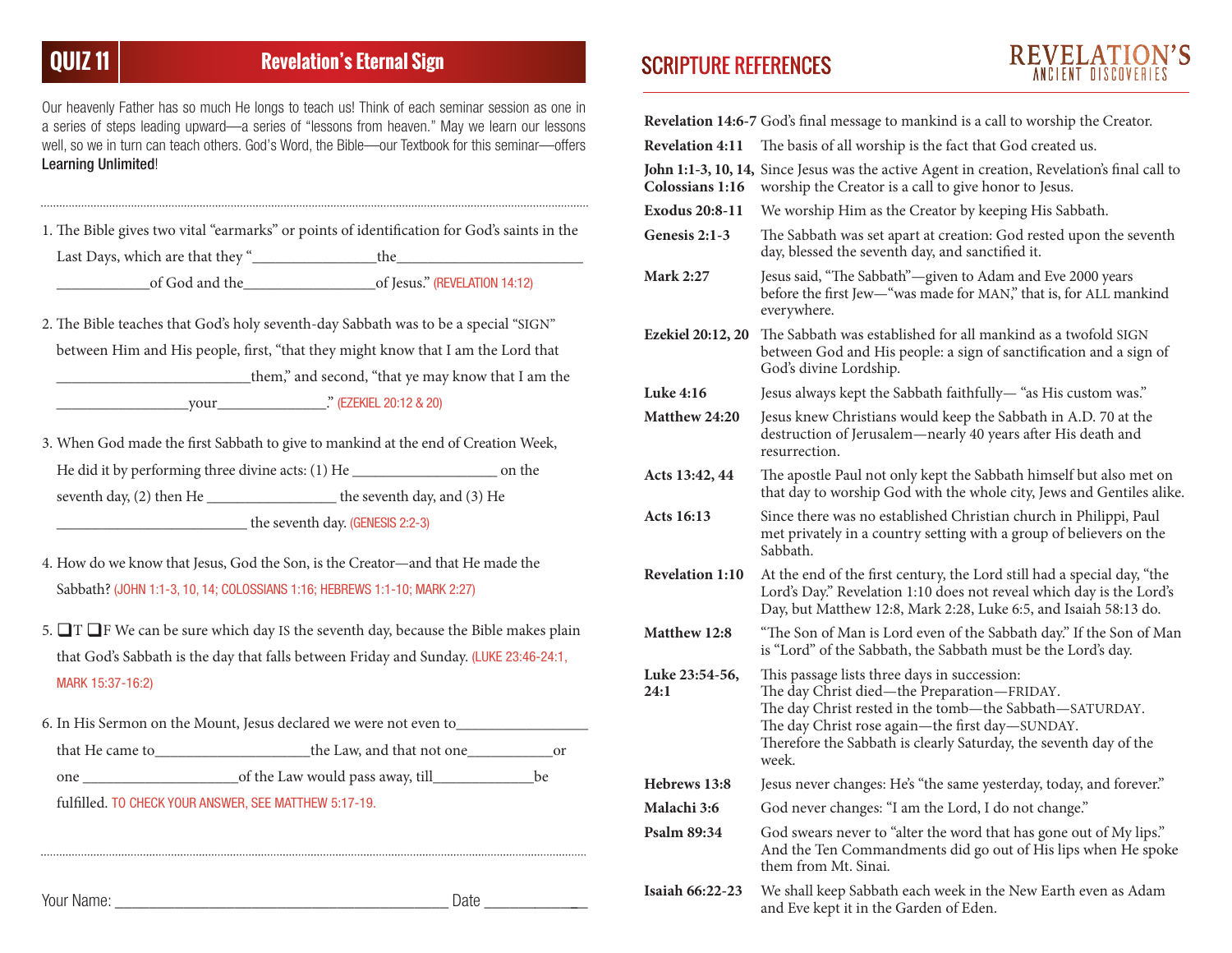# QUIZ 11 Revelation's Eternal Sign

Our heavenly Father has so much He longs to teach us! Think of each seminar session as one in a series of steps leading upward—a series of "lessons from heaven." May we learn our lessons well, so we in turn can teach others. God's Word, the Bible—our Textbook for this seminar—offers **Learning Unlimited**!

1. The Bible gives two vital "earmarks" or points of identification for God's saints in the Last Days, which are that they "________________the________________________ ____________of God and the_________________of Jesus." (REVELATION 14:12)

2. The Bible teaches that God's holy seventh-day Sabbath was to be a special "SIGN" between Him and His people, first, "that they might know that I am the Lord that _________________________them," and second, "that ye may know that I am the _________________your______________." (EZEKIEL 20:12 & 20)

3. When God made the first Sabbath to give to mankind at the end of Creation Week, He did it by performing three divine acts: (1) He __________________ on the seventh day, (2) then He _________________ the seventh day, and (3) He _________________________ the seventh day. (GENESIS 2:2-3)

4. How do we know that Jesus, God the Son, is the Creator—and that He made the Sabbath? (JOHN 1:1-3, 10, 14; COLOSSIANS 1:16; HEBREWS 1:1-10; MARK 2:27)

5. ❑T ❑F We can be sure which day IS the seventh day, because the Bible makes plain that God's Sabbath is the day that falls between Friday and Sunday. (LUKE 23:46-24:1, MARK 15:37-16:2)

6. In His Sermon on the Mount, Jesus declared we were not even to________________ that He came to____________________the Law, and that not one___________or one ____________________of the Law would pass away, till_____________be fulfilled. TO CHECK YOUR ANSWER, SEE MATTHEW 5:17-19.

Your Name: ___________________________________________ Date _____________

## SCRIPTURE REFERENCES

REVELATION'S ANCIENT DISCOVERIES

| | |
|---|---|
| **Revelation 14:6-7** | God's final message to mankind is a call to worship the Creator. |
| **Revelation 4:11** | The basis of all worship is the fact that God created us. |
| **John 1:1-3, 10, 14, Colossians 1:16** | Since Jesus was the active Agent in creation, Revelation's final call to worship the Creator is a call to give honor to Jesus. |
| **Exodus 20:8-11** | We worship Him as the Creator by keeping His Sabbath. |
| **Genesis 2:1-3** | The Sabbath was set apart at creation: God rested upon the seventh day, blessed the seventh day, and sanctified it. |
| **Mark 2:27** | Jesus said, "The Sabbath"—given to Adam and Eve 2000 years before the first Jew—"was made for MAN," that is, for ALL mankind everywhere. |
| **Ezekiel 20:12, 20** | The Sabbath was established for all mankind as a twofold SIGN between God and His people: a sign of sanctification and a sign of God's divine Lordship. |
| **Luke 4:16** | Jesus always kept the Sabbath faithfully— "as His custom was." |
| **Matthew 24:20** | Jesus knew Christians would keep the Sabbath in A.D. 70 at the destruction of Jerusalem—nearly 40 years after His death and resurrection. |
| **Acts 13:42, 44** | The apostle Paul not only kept the Sabbath himself but also met on that day to worship God with the whole city, Jews and Gentiles alike. |
| **Acts 16:13** | Since there was no established Christian church in Philippi, Paul met privately in a country setting with a group of believers on the Sabbath. |
| **Revelation 1:10** | At the end of the first century, the Lord still had a special day, "the Lord's Day." Revelation 1:10 does not reveal which day is the Lord's Day, but Matthew 12:8, Mark 2:28, Luke 6:5, and Isaiah 58:13 do. |
| **Matthew 12:8** | "The Son of Man is Lord even of the Sabbath day." If the Son of Man is "Lord" of the Sabbath, the Sabbath must be the Lord's day. |
| **Luke 23:54-56, 24:1** | This passage lists three days in succession:<br>The day Christ died—the Preparation—FRIDAY.<br>The day Christ rested in the tomb—the Sabbath—SATURDAY.<br>The day Christ rose again—the first day—SUNDAY.<br>Therefore the Sabbath is clearly Saturday, the seventh day of the week. |
| **Hebrews 13:8** | Jesus never changes: He's "the same yesterday, today, and forever." |
| **Malachi 3:6** | God never changes: "I am the Lord, I do not change." |
| **Psalm 89:34** | God swears never to "alter the word that has gone out of My lips." And the Ten Commandments did go out of His lips when He spoke them from Mt. Sinai. |
| **Isaiah 66:22-23** | We shall keep Sabbath each week in the New Earth even as Adam and Eve kept it in the Garden of Eden. |